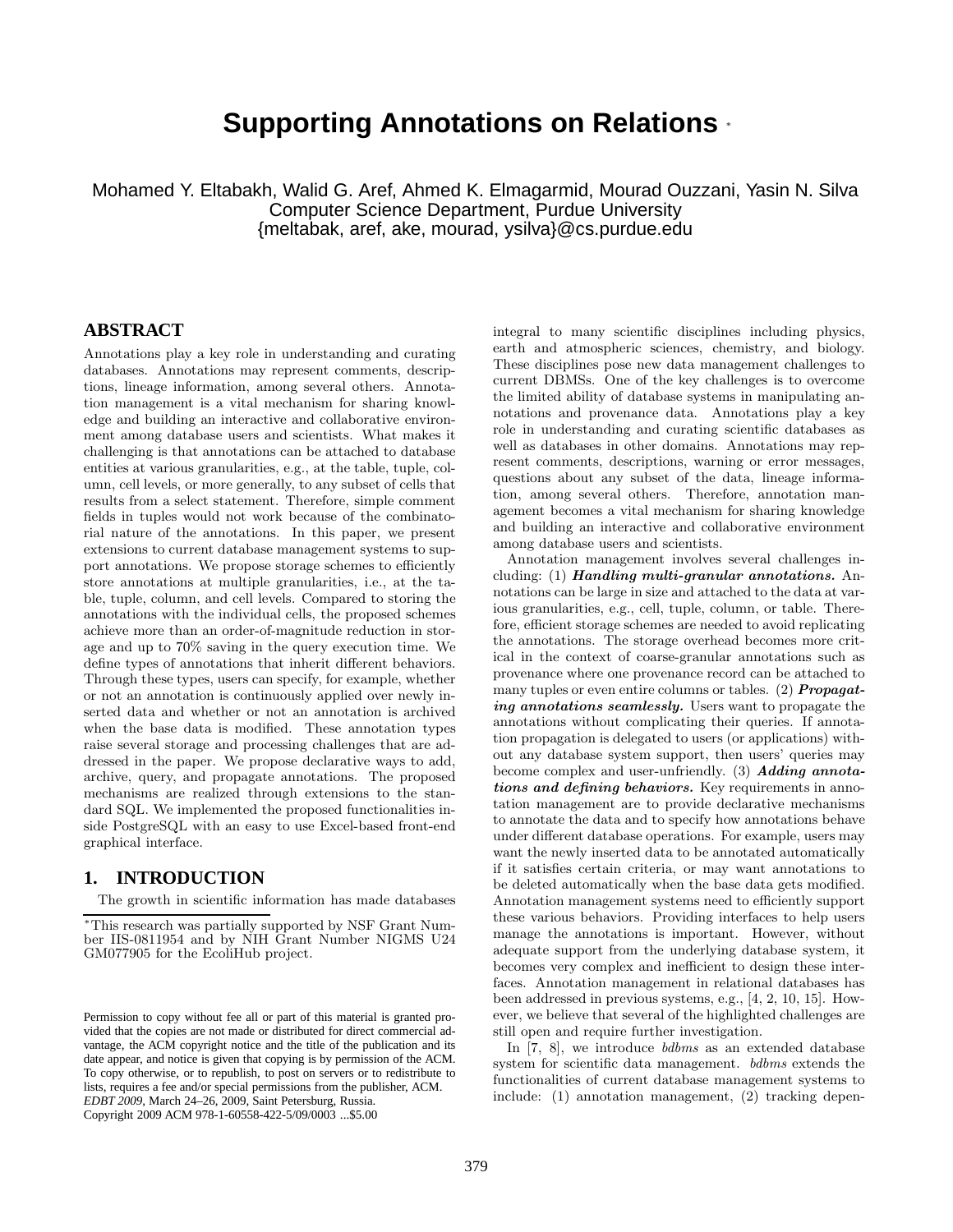# Supporting Annotations on Relations [*]

Mohamed Y. Eltabakh, Walid G. Aref, Ahmed K. Elmagarmid, Mourad Ouzzani, Yasin N. Silva
Computer Science Department, Purdue University
{meltabak, aref, ake, mourad, ysilva}@cs.purdue.edu

## ABSTRACT

Annotations play a key role in understanding and curating databases. Annotations may represent comments, descriptions, lineage information, among several others. Annotation management is a vital mechanism for sharing knowledge and building an interactive and collaborative environment among database users and scientists. What makes it challenging is that annotations can be attached to database entities at various granularities, e.g., at the table, tuple, column, cell levels, or more generally, to any subset of cells that results from a select statement. Therefore, simple comment fields in tuples would not work because of the combinatorial nature of the annotations. In this paper, we present extensions to current database management systems to support annotations. We propose storage schemes to efficiently store annotations at multiple granularities, i.e., at the table, tuple, column, and cell levels. Compared to storing the annotations with the individual cells, the proposed schemes achieve more than an order-of-magnitude reduction in storage and up to 70% saving in the query execution time. We define types of annotations that inherit different behaviors. Through these types, users can specify, for example, whether or not an annotation is continuously applied over newly inserted data and whether or not an annotation is archived when the base data is modified. These annotation types raise several storage and processing challenges that are addressed in the paper. We propose declarative ways to add, archive, query, and propagate annotations. The proposed mechanisms are realized through extensions to the standard SQL. We implemented the proposed functionalities inside PostgreSQL with an easy to use Excel-based front-end graphical interface.

## 1. INTRODUCTION

The growth in scientific information has made databases integral to many scientific disciplines including physics, earth and atmospheric sciences, chemistry, and biology. These disciplines pose new data management challenges to current DBMSs. One of the key challenges is to overcome the limited ability of database systems in manipulating annotations and provenance data. Annotations play a key role in understanding and curating scientific databases as well as databases in other domains. Annotations may represent comments, descriptions, warning or error messages, questions about any subset of the data, lineage information, among several others. Therefore, annotation management becomes a vital mechanism for sharing knowledge and building an interactive and collaborative environment among database users and scientists.

Annotation management involves several challenges including: (1) ***Handling multi-granular annotations.*** Annotations can be large in size and attached to the data at various granularities, e.g., cell, tuple, column, or table. Therefore, efficient storage schemes are needed to avoid replicating the annotations. The storage overhead becomes more critical in the context of coarse-granular annotations such as provenance where one provenance record can be attached to many tuples or even entire columns or tables. (2) ***Propagating annotations seamlessly.*** Users want to propagate the annotations without complicating their queries. If annotation propagation is delegated to users (or applications) without any database system support, then users' queries may become complex and user-unfriendly. (3) ***Adding annotations and defining behaviors.*** Key requirements in annotation management are to provide declarative mechanisms to annotate the data and to specify how annotations behave under different database operations. For example, users may want the newly inserted data to be annotated automatically if it satisfies certain criteria, or may want annotations to be deleted automatically when the base data gets modified. Annotation management systems need to efficiently support these various behaviors. Providing interfaces to help users manage the annotations is important. However, without adequate support from the underlying database system, it becomes very complex and inefficient to design these interfaces. Annotation management in relational databases has been addressed in previous systems, e.g., [4, 2, 10, 15]. However, we believe that several of the highlighted challenges are still open and require further investigation.

In [7, 8], we introduce *bdbms* as an extended database system for scientific data management. *bdbms* extends the functionalities of current database management systems to include: (1) annotation management, (2) tracking depen-

---

[*] This research was partially supported by NSF Grant Number IIS-0811954 and by NIH Grant Number NIGMS U24 GM077905 for the EcoliHub project.

Permission to copy without fee all or part of this material is granted provided that the copies are not made or distributed for direct commercial advantage, the ACM copyright notice and the title of the publication and its date appear, and notice is given that copying is by permission of the ACM. To copy otherwise, or to republish, to post on servers or to redistribute to lists, requires a fee and/or special permissions from the publisher, ACM.
*EDBT 2009*, March 24–26, 2009, Saint Petersburg, Russia.
Copyright 2009 ACM 978-1-60558-422-5/09/0003 ...$5.00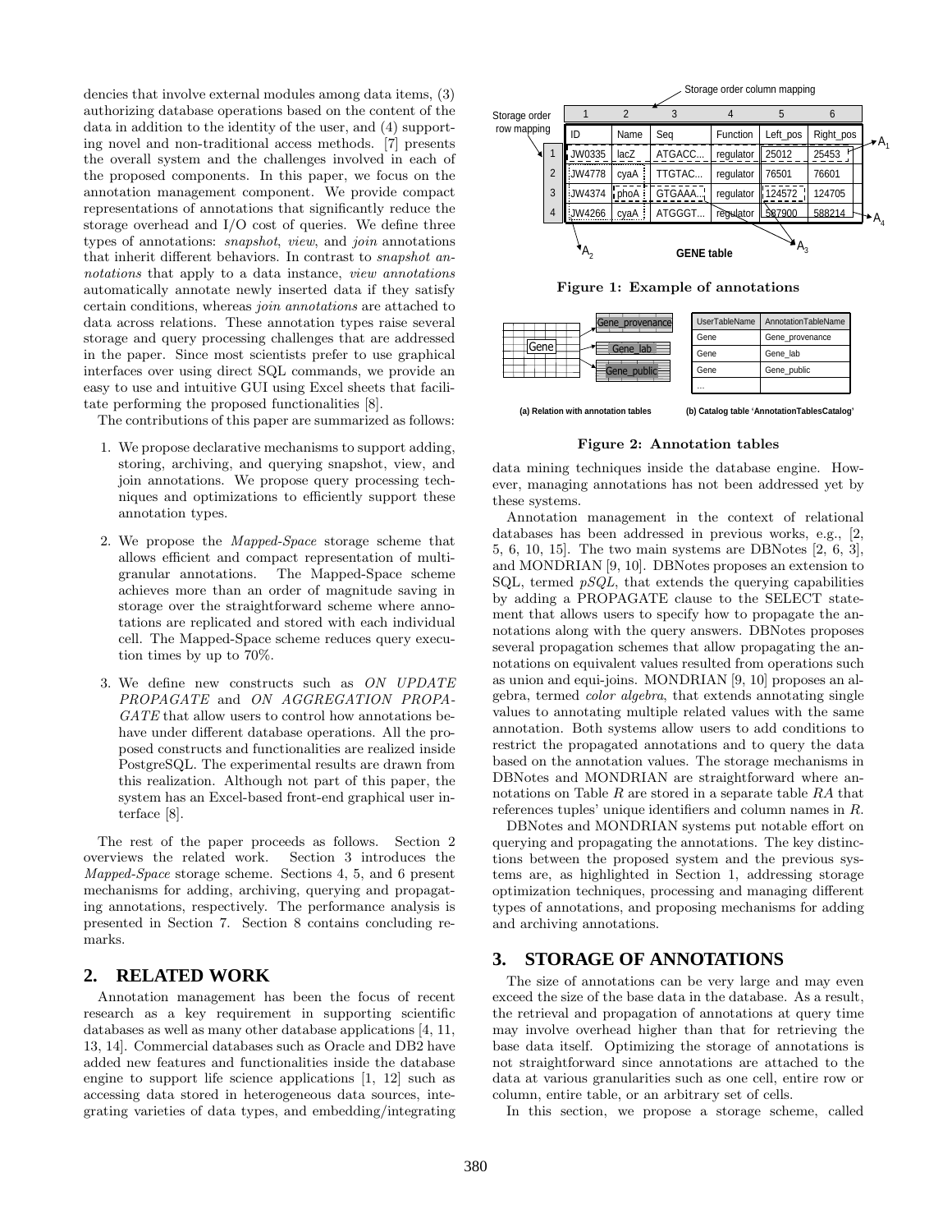dencies that involve external modules among data items, (3) authorizing database operations based on the content of the data in addition to the identity of the user, and (4) supporting novel and non-traditional access methods. [7] presents the overall system and the challenges involved in each of the proposed components. In this paper, we focus on the annotation management component. We provide compact representations of annotations that significantly reduce the storage overhead and I/O cost of queries. We define three types of annotations: *snapshot*, *view*, and *join* annotations that inherit different behaviors. In contrast to *snapshot annotations* that apply to a data instance, *view annotations* automatically annotate newly inserted data if they satisfy certain conditions, whereas *join annotations* are attached to data across relations. These annotation types raise several storage and query processing challenges that are addressed in the paper. Since most scientists prefer to use graphical interfaces over using direct SQL commands, we provide an easy to use and intuitive GUI using Excel sheets that facilitate performing the proposed functionalities [8].

The contributions of this paper are summarized as follows:

1. We propose declarative mechanisms to support adding, storing, archiving, and querying snapshot, view, and join annotations. We propose query processing techniques and optimizations to efficiently support these annotation types.

2. We propose the *Mapped-Space* storage scheme that allows efficient and compact representation of multi-granular annotations. The Mapped-Space scheme achieves more than an order of magnitude saving in storage over the straightforward scheme where annotations are replicated and stored with each individual cell. The Mapped-Space scheme reduces query execution times by up to 70%.

3. We define new constructs such as *ON UPDATE PROPAGATE* and *ON AGGREGATION PROPAGATE* that allow users to control how annotations behave under different database operations. All the proposed constructs and functionalities are realized inside PostgreSQL. The experimental results are drawn from this realization. Although not part of this paper, the system has an Excel-based front-end graphical user interface [8].

The rest of the paper proceeds as follows. Section 2 overviews the related work. Section 3 introduces the *Mapped-Space* storage scheme. Sections 4, 5, and 6 present mechanisms for adding, archiving, querying and propagating annotations, respectively. The performance analysis is presented in Section 7. Section 8 contains concluding remarks.

## 2. RELATED WORK

Annotation management has been the focus of recent research as a key requirement in supporting scientific databases as well as many other database applications [4, 11, 13, 14]. Commercial databases such as Oracle and DB2 have added new features and functionalities inside the database engine to support life science applications [1, 12] such as accessing data stored in heterogeneous data sources, integrating varieties of data types, and embedding/integrating data mining techniques inside the database engine. However, managing annotations has not been addressed yet by these systems.

Storage order column mapping

| Storage order row mapping | ID | Name | Seq | Function | Left_pos | Right_pos |
|---|---|---|---|---|---|---|
| | 1 | 2 | 3 | 4 | 5 | 6 |
| 1 | JW0335 | lacZ | ATGACC... | regulator | 25012 | 25453 |
| 2 | JW4778 | cyaA | TTGTAC... | regulator | 76501 | 76601 |
| 3 | JW4374 | phoA | GTGAAA... | regulator | 124572 | 124705 |
| 4 | JW4266 | cyaA | ATGGGT... | regulator | 587900 | 588214 |

$A_1$ $A_2$ $A_3$ $A_4$ GENE table

**Figure 1: Example of annotations**

(a) Relation with annotation tables: Gene → Gene_provenance, Gene_lab, Gene_public

| UserTableName | AnnotationTableName |
|---|---|
| Gene | Gene_provenance |
| Gene | Gene_lab |
| Gene | Gene_public |
| … | |

(b) Catalog table 'AnnotationTablesCatalog'

**Figure 2: Annotation tables**

Annotation management in the context of relational databases has been addressed in previous works, e.g., [2, 5, 6, 10, 15]. The two main systems are DBNotes [2, 6, 3], and MONDRIAN [9, 10]. DBNotes proposes an extension to SQL, termed *pSQL*, that extends the querying capabilities by adding a PROPAGATE clause to the SELECT statement that allows users to specify how to propagate the annotations along with the query answers. DBNotes proposes several propagation schemes that allow propagating the annotations on equivalent values resulted from operations such as union and equi-joins. MONDRIAN [9, 10] proposes an algebra, termed *color algebra*, that extends annotating single values to annotating multiple related values with the same annotation. Both systems allow users to add conditions to restrict the propagated annotations and to query the data based on the annotation values. The storage mechanisms in DBNotes and MONDRIAN are straightforward where annotations on Table $R$ are stored in a separate table $RA$ that references tuples' unique identifiers and column names in $R$.

DBNotes and MONDRIAN systems put notable effort on querying and propagating the annotations. The key distinctions between the proposed system and the previous systems are, as highlighted in Section 1, addressing storage optimization techniques, processing and managing different types of annotations, and proposing mechanisms for adding and archiving annotations.

## 3. STORAGE OF ANNOTATIONS

The size of annotations can be very large and may even exceed the size of the base data in the database. As a result, the retrieval and propagation of annotations at query time may involve overhead higher than that for retrieving the base data itself. Optimizing the storage of annotations is not straightforward since annotations are attached to the data at various granularities such as one cell, entire row or column, entire table, or an arbitrary set of cells.

In this section, we propose a storage scheme, called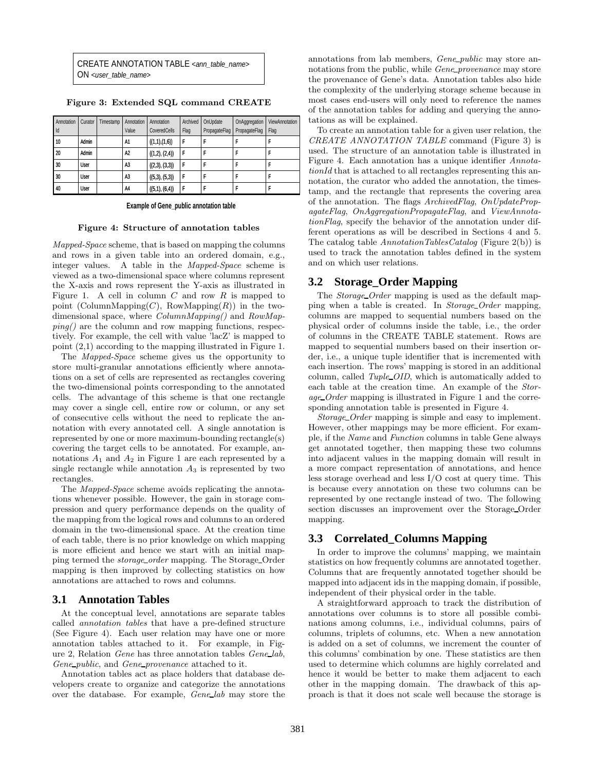```
CREATE ANNOTATION TABLE <ann_table_name>
ON <user_table_name>
```

**Figure 3: Extended SQL command CREATE**

| Annotation Id | Curator | Timestamp | Annotation Value | Annotation CoveredCells | Archived Flag | OnUpdate PropagateFlag | OnAggregation PropagateFlag | ViewAnnotation Flag |
|---|---|---|---|---|---|---|---|---|
| 10 | Admin | | A1 | ((1,1),(1,6)) | F | F | F | F |
| 20 | Admin | | A2 | ((1,2), (2,4)) | F | F | F | F |
| 30 | User | | A3 | ((2,3), (3,3)) | F | F | F | F |
| 30 | User | | A3 | ((5,3), (5,3)) | F | F | F | F |
| 40 | User | | A4 | ((5,1), (6,4)) | F | F | F | F |

**Example of Gene_public annotation table**

**Figure 4: Structure of annotation tables**

*Mapped-Space* scheme, that is based on mapping the columns and rows in a given table into an ordered domain, e.g., integer values. A table in the *Mapped-Space* scheme is viewed as a two-dimensional space where columns represent the X-axis and rows represent the Y-axis as illustrated in Figure 1. A cell in column $C$ and row $R$ is mapped to point (ColumnMapping($C$), RowMapping($R$)) in the two-dimensional space, where *ColumnMapping()* and *RowMapping()* are the column and row mapping functions, respectively. For example, the cell with value 'lacZ' is mapped to point (2,1) according to the mapping illustrated in Figure 1.

The *Mapped-Space* scheme gives us the opportunity to store multi-granular annotations efficiently where annotations on a set of cells are represented as rectangles covering the two-dimensional points corresponding to the annotated cells. The advantage of this scheme is that one rectangle may cover a single cell, entire row or column, or any set of consecutive cells without the need to replicate the annotation with every annotated cell. A single annotation is represented by one or more maximum-bounding rectangle(s) covering the target cells to be annotated. For example, annotations $A_1$ and $A_2$ in Figure 1 are each represented by a single rectangle while annotation $A_3$ is represented by two rectangles.

The *Mapped-Space* scheme avoids replicating the annotations whenever possible. However, the gain in storage compression and query performance depends on the quality of the mapping from the logical rows and columns to an ordered domain in the two-dimensional space. At the creation time of each table, there is no prior knowledge on which mapping is more efficient and hence we start with an initial mapping termed the *storage_order* mapping. The Storage_Order mapping is then improved by collecting statistics on how annotations are attached to rows and columns.

## 3.1 Annotation Tables

At the conceptual level, annotations are separate tables called *annotation tables* that have a pre-defined structure (See Figure 4). Each user relation may have one or more annotation tables attached to it. For example, in Figure 2, Relation *Gene* has three annotation tables *Gene_lab*, *Gene_public*, and *Gene_provenance* attached to it.

Annotation tables act as place holders that database developers create to organize and categorize the annotations over the database. For example, *Gene_lab* may store the annotations from lab members, *Gene_public* may store annotations from the public, while *Gene_provenance* may store the provenance of Gene's data. Annotation tables also hide the complexity of the underlying storage scheme because in most cases end-users will only need to reference the names of the annotation tables for adding and querying the annotations as will be explained.

To create an annotation table for a given user relation, the *CREATE ANNOTATION TABLE* command (Figure 3) is used. The structure of an annotation table is illustrated in Figure 4. Each annotation has a unique identifier *AnnotationId* that is attached to all rectangles representing this annotation, the curator who added the annotation, the timestamp, and the rectangle that represents the covering area of the annotation. The flags *ArchivedFlag*, *OnUpdatePropagateFlag*, *OnAggregationPropagateFlag*, and *ViewAnnotationFlag*, specify the behavior of the annotation under different operations as will be described in Sections 4 and 5. The catalog table *AnnotationTablesCatalog* (Figure 2(b)) is used to track the annotation tables defined in the system and on which user relations.

## 3.2 Storage_Order Mapping

The *Storage_Order* mapping is used as the default mapping when a table is created. In *Storage_Order* mapping, columns are mapped to sequential numbers based on the physical order of columns inside the table, i.e., the order of columns in the CREATE TABLE statement. Rows are mapped to sequential numbers based on their insertion order, i.e., a unique tuple identifier that is incremented with each insertion. The rows' mapping is stored in an additional column, called *Tuple_OID*, which is automatically added to each table at the creation time. An example of the *Storage_Order* mapping is illustrated in Figure 1 and the corresponding annotation table is presented in Figure 4.

*Storage_Order* mapping is simple and easy to implement. However, other mappings may be more efficient. For example, if the *Name* and *Function* columns in table Gene always get annotated together, then mapping these two columns into adjacent values in the mapping domain will result in a more compact representation of annotations, and hence less storage overhead and less I/O cost at query time. This is because every annotation on these two columns can be represented by one rectangle instead of two. The following section discusses an improvement over the Storage_Order mapping.

## 3.3 Correlated_Columns Mapping

In order to improve the columns' mapping, we maintain statistics on how frequently columns are annotated together. Columns that are frequently annotated together should be mapped into adjacent ids in the mapping domain, if possible, independent of their physical order in the table.

A straightforward approach to track the distribution of annotations over columns is to store all possible combinations among columns, i.e., individual columns, pairs of columns, triplets of columns, etc. When a new annotation is added on a set of columns, we increment the counter of this columns' combination by one. These statistics are then used to determine which columns are highly correlated and hence it would be better to make them adjacent to each other in the mapping domain. The drawback of this approach is that it does not scale well because the storage is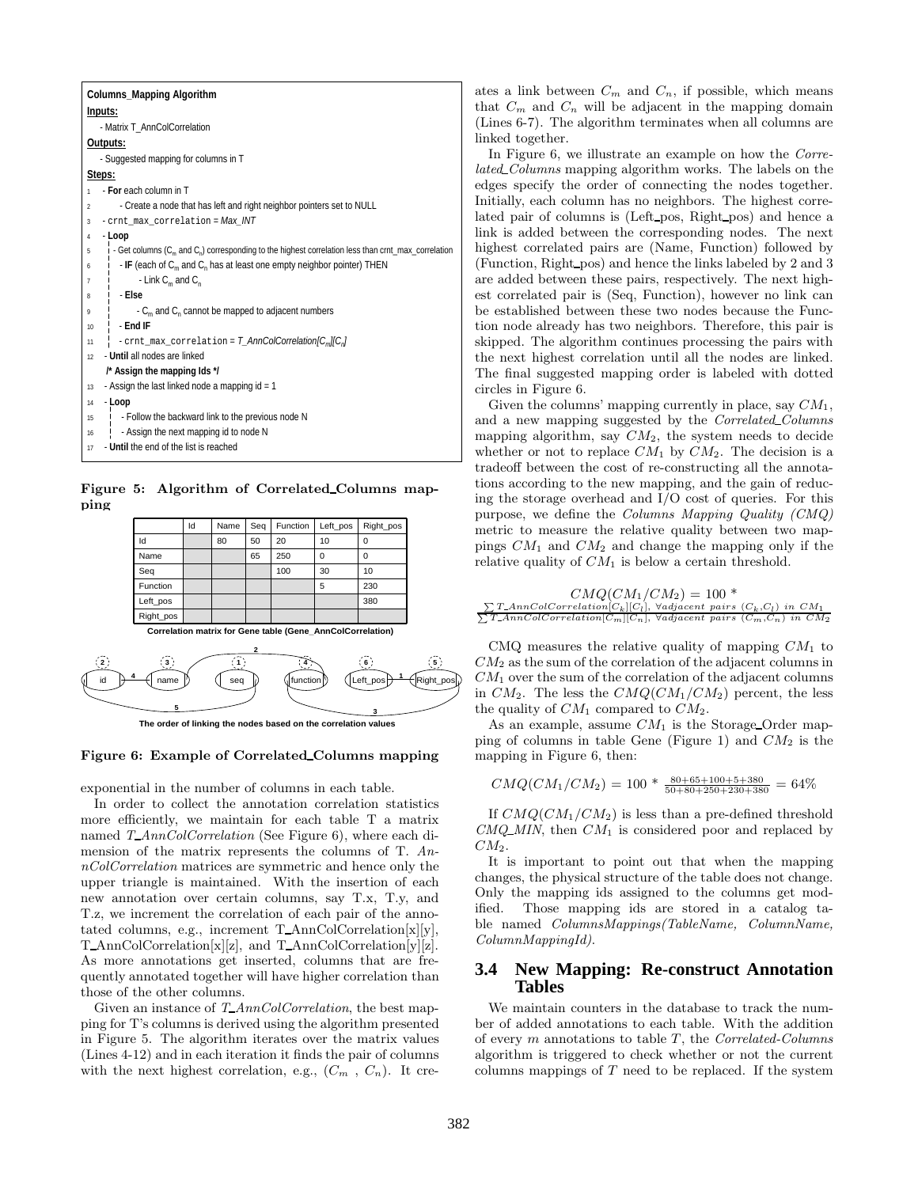**Columns_Mapping Algorithm**

**Inputs:**

- Matrix T_AnnColCorrelation

**Outputs:**

- Suggested mapping for columns in T

**Steps:**

```
1   - For each column in T
2       - Create a node that has left and right neighbor pointers set to NULL
3   - crnt_max_correlation = Max_INT
4   - Loop
5   |   - Get columns (Cm and Cn) corresponding to the highest correlation less than crnt_max_correlation
6   |   - IF (each of Cm and Cn has at least one empty neighbor pointer) THEN
7   |       - Link Cm and Cn
8   |   - Else
9   |       - Cm and Cn cannot be mapped to adjacent numbers
10  |   - End IF
11  |   - crnt_max_correlation = T_AnnColCorrelation[Cm][Cn]
12  - Until all nodes are linked
    /* Assign the mapping Ids */
13  - Assign the last linked node a mapping id = 1
14  - Loop
15  |   - Follow the backward link to the previous node N
16  |   - Assign the next mapping id to node N
17  - Until the end of the list is reached
```

**Figure 5: Algorithm of Correlated_Columns mapping**

| | Id | Name | Seq | Function | Left_pos | Right_pos |
|---|---|---|---|---|---|---|
| Id | | 80 | 50 | 20 | 10 | 0 |
| Name | | | 65 | 250 | 0 | 0 |
| Seq | | | | 100 | 30 | 10 |
| Function | | | | | 5 | 230 |
| Left_pos | | | | | | 380 |
| Right_pos | | | | | | |

Correlation matrix for Gene table (Gene_AnnColCorrelation)

The order of linking the nodes based on the correlation values

**Figure 6: Example of Correlated_Columns mapping**

exponential in the number of columns in each table.

In order to collect the annotation correlation statistics more efficiently, we maintain for each table T a matrix named *T_AnnColCorrelation* (See Figure 6), where each dimension of the matrix represents the columns of T. *AnnColCorrelation* matrices are symmetric and hence only the upper triangle is maintained. With the insertion of each new annotation over certain columns, say T.x, T.y, and T.z, we increment the correlation of each pair of the annotated columns, e.g., increment T_AnnColCorrelation[x][y], T_AnnColCorrelation[x][z], and T_AnnColCorrelation[y][z]. As more annotations get inserted, columns that are frequently annotated together will have higher correlation than those of the other columns.

Given an instance of *T_AnnColCorrelation*, the best mapping for T's columns is derived using the algorithm presented in Figure 5. The algorithm iterates over the matrix values (Lines 4-12) and in each iteration it finds the pair of columns with the next highest correlation, e.g., ($C_m$ , $C_n$). It creates a link between $C_m$ and $C_n$, if possible, which means that $C_m$ and $C_n$ will be adjacent in the mapping domain (Lines 6-7). The algorithm terminates when all columns are linked together.

In Figure 6, we illustrate an example on how the *Correlated_Columns* mapping algorithm works. The labels on the edges specify the order of connecting the nodes together. Initially, each column has no neighbors. The highest correlated pair of columns is (Left_pos, Right_pos) and hence a link is added between the corresponding nodes. The next highest correlated pairs are (Name, Function) followed by (Function, Right_pos) and hence the links labeled by 2 and 3 are added between these pairs, respectively. The next highest correlated pair is (Seq, Function), however no link can be established between these two nodes because the Function node already has two neighbors. Therefore, this pair is skipped. The algorithm continues processing the pairs with the next highest correlation until all the nodes are linked. The final suggested mapping order is labeled with dotted circles in Figure 6.

Given the columns' mapping currently in place, say $CM_1$, and a new mapping suggested by the *Correlated_Columns* mapping algorithm, say $CM_2$, the system needs to decide whether or not to replace $CM_1$ by $CM_2$. The decision is a tradeoff between the cost of re-constructing all the annotations according to the new mapping, and the gain of reducing the storage overhead and I/O cost of queries. For this purpose, we define the *Columns Mapping Quality (CMQ)* metric to measure the relative quality between two mappings $CM_1$ and $CM_2$ and change the mapping only if the relative quality of $CM_1$ is below a certain threshold.

$$CMQ(CM_1/CM_2) = 100 * \frac{\sum T\_AnnColCorrelation[C_k][C_l],\ \forall adjacent\ pairs\ (C_k,C_l)\ in\ CM_1}{\sum T\_AnnColCorrelation[C_m][C_n],\ \forall adjacent\ pairs\ (C_m,C_n)\ in\ CM_2}$$

CMQ measures the relative quality of mapping $CM_1$ to $CM_2$ as the sum of the correlation of the adjacent columns in $CM_1$ over the sum of the correlation of the adjacent columns in $CM_2$. The less the $CMQ(CM_1/CM_2)$ percent, the less the quality of $CM_1$ compared to $CM_2$.

As an example, assume $CM_1$ is the Storage_Order mapping of columns in table Gene (Figure 1) and $CM_2$ is the mapping in Figure 6, then:

$$CMQ(CM_1/CM_2) = 100 * \frac{80+65+100+5+380}{50+80+250+230+380} = 64\%$$

If $CMQ(CM_1/CM_2)$ is less than a pre-defined threshold $CMQ\_MIN$, then $CM_1$ is considered poor and replaced by $CM_2$.

It is important to point out that when the mapping changes, the physical structure of the table does not change. Only the mapping ids assigned to the columns get modified. Those mapping ids are stored in a catalog table named *ColumnsMappings(TableName, ColumnName, ColumnMappingId)*.

## 3.4 New Mapping: Re-construct Annotation Tables

We maintain counters in the database to track the number of added annotations to each table. With the addition of every $m$ annotations to table $T$, the *Correlated-Columns* algorithm is triggered to check whether or not the current columns mappings of $T$ need to be replaced. If the system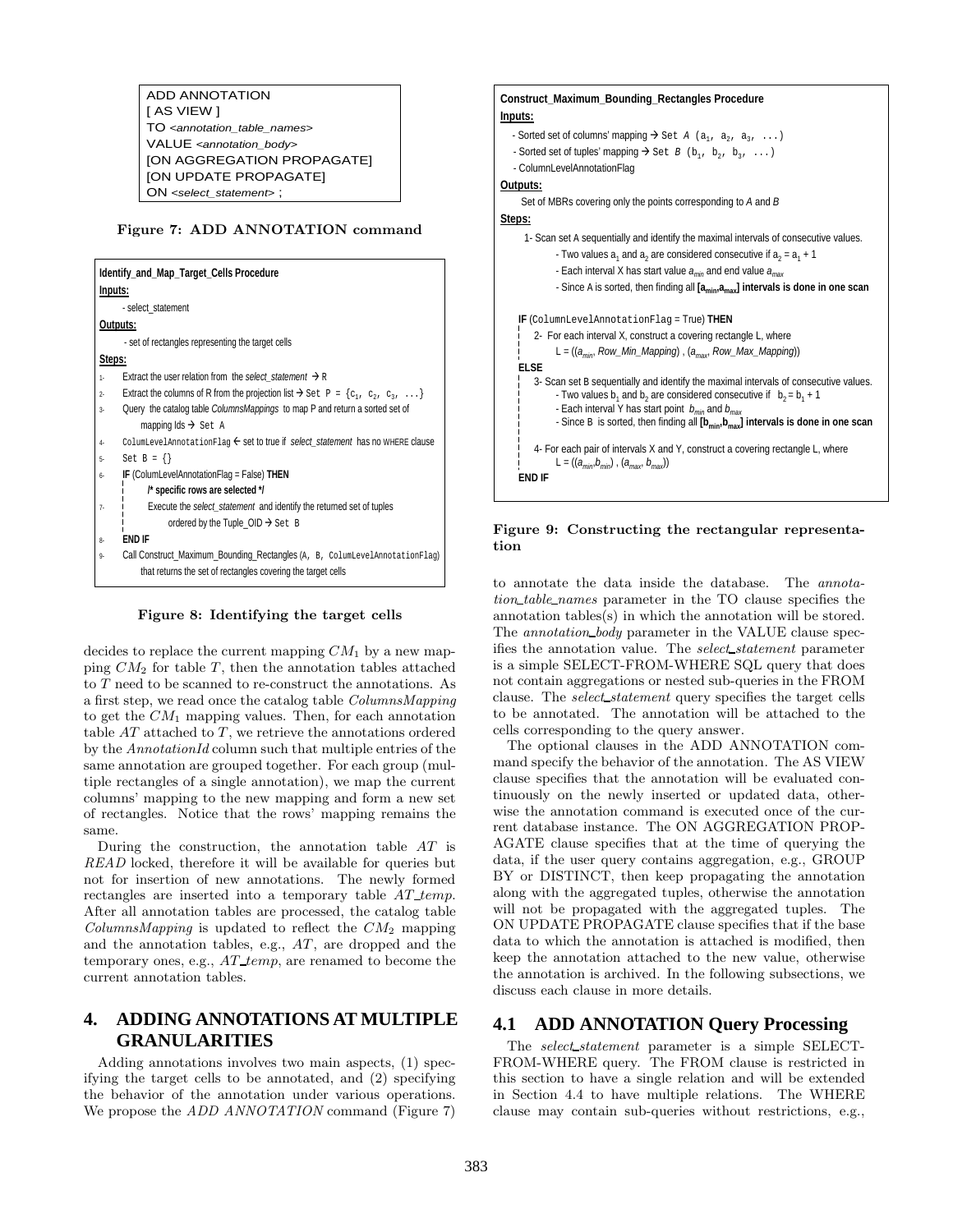```
ADD ANNOTATION
[ AS VIEW ]
TO <annotation_table_names>
VALUE <annotation_body>
[ON AGGREGATION PROPAGATE]
[ON UPDATE PROPAGATE]
ON <select_statement> ;
```

**Figure 7: ADD ANNOTATION command**

```
Identify_and_Map_Target_Cells Procedure
Inputs:
    - select_statement
Outputs:
    - set of rectangles representing the target cells
Steps:
1- Extract the user relation from the select_statement → R
2- Extract the columns of R from the projection list → Set P = {c1, c2, c3, ...}
3- Query the catalog table ColumnsMappings to map P and return a sorted set of
       mapping Ids → Set A
4- ColumLevelAnnotationFlag ← set to true if select_statement has no WHERE clause
5- Set B = {}
6- IF (ColumLevelAnnotationFlag = False) THEN
       /* specific rows are selected */
7-     Execute the select_statement and identify the returned set of tuples
           ordered by the Tuple_OID → Set B
8- END IF
9- Call Construct_Maximum_Bounding_Rectangles (A, B, ColumLevelAnnotationFlag)
       that returns the set of rectangles covering the target cells
```

**Figure 8: Identifying the target cells**

decides to replace the current mapping $CM_1$ by a new mapping $CM_2$ for table $T$, then the annotation tables attached to $T$ need to be scanned to re-construct the annotations. As a first step, we read once the catalog table *ColumnsMapping* to get the $CM_1$ mapping values. Then, for each annotation table $AT$ attached to $T$, we retrieve the annotations ordered by the *AnnotationId* column such that multiple entries of the same annotation are grouped together. For each group (multiple rectangles of a single annotation), we map the current columns' mapping to the new mapping and form a new set of rectangles. Notice that the rows' mapping remains the same.

During the construction, the annotation table $AT$ is *READ* locked, therefore it will be available for queries but not for insertion of new annotations. The newly formed rectangles are inserted into a temporary table *AT_temp*. After all annotation tables are processed, the catalog table *ColumnsMapping* is updated to reflect the $CM_2$ mapping and the annotation tables, e.g., $AT$, are dropped and the temporary ones, e.g., *AT_temp*, are renamed to become the current annotation tables.

# 4. ADDING ANNOTATIONS AT MULTIPLE GRANULARITIES

Adding annotations involves two main aspects, (1) specifying the target cells to be annotated, and (2) specifying the behavior of the annotation under various operations. We propose the *ADD ANNOTATION* command (Figure 7)

```
Construct_Maximum_Bounding_Rectangles Procedure
Inputs:
  - Sorted set of columns' mapping → Set A (a1, a2, a3, ...)
  - Sorted set of tuples' mapping → Set B (b1, b2, b3, ...)
  - ColumnLevelAnnotationFlag
Outputs:
  Set of MBRs covering only the points corresponding to A and B
Steps:
  1- Scan set A sequentially and identify the maximal intervals of consecutive values.
       - Two values a1 and a2 are considered consecutive if a2 = a1 + 1
       - Each interval X has start value a_min and end value a_max
       - Since A is sorted, then finding all [a_min,a_max] intervals is done in one scan

  IF (ColumnLevelAnnotationFlag = True) THEN
     2- For each interval X, construct a covering rectangle L, where
          L = ((a_min, Row_Min_Mapping) , (a_max, Row_Max_Mapping))
  ELSE
     3- Scan set B sequentially and identify the maximal intervals of consecutive values.
          - Two values b1 and b2 are considered consecutive if b2 = b1 + 1
          - Each interval Y has start point b_min and b_max
          - Since B is sorted, then finding all [b_min,b_max] intervals is done in one scan

     4- For each pair of intervals X and Y, construct a covering rectangle L, where
          L = ((a_min,b_min) , (a_max, b_max))
  END IF
```

**Figure 9: Constructing the rectangular representation**

to annotate the data inside the database. The *annotation_table_names* parameter in the TO clause specifies the annotation tables(s) in which the annotation will be stored. The *annotation_body* parameter in the VALUE clause specifies the annotation value. The *select_statement* parameter is a simple SELECT-FROM-WHERE SQL query that does not contain aggregations or nested sub-queries in the FROM clause. The *select_statement* query specifies the target cells to be annotated. The annotation will be attached to the cells corresponding to the query answer.

The optional clauses in the ADD ANNOTATION command specify the behavior of the annotation. The AS VIEW clause specifies that the annotation will be evaluated continuously on the newly inserted or updated data, otherwise the annotation command is executed once of the current database instance. The ON AGGREGATION PROPAGATE clause specifies that at the time of querying the data, if the user query contains aggregation, e.g., GROUP BY or DISTINCT, then keep propagating the annotation along with the aggregated tuples, otherwise the annotation will not be propagated with the aggregated tuples. The ON UPDATE PROPAGATE clause specifies that if the base data to which the annotation is attached is modified, then keep the annotation attached to the new value, otherwise the annotation is archived. In the following subsections, we discuss each clause in more details.

## 4.1 ADD ANNOTATION Query Processing

The *select_statement* parameter is a simple SELECT-FROM-WHERE query. The FROM clause is restricted in this section to have a single relation and will be extended in Section 4.4 to have multiple relations. The WHERE clause may contain sub-queries without restrictions, e.g.,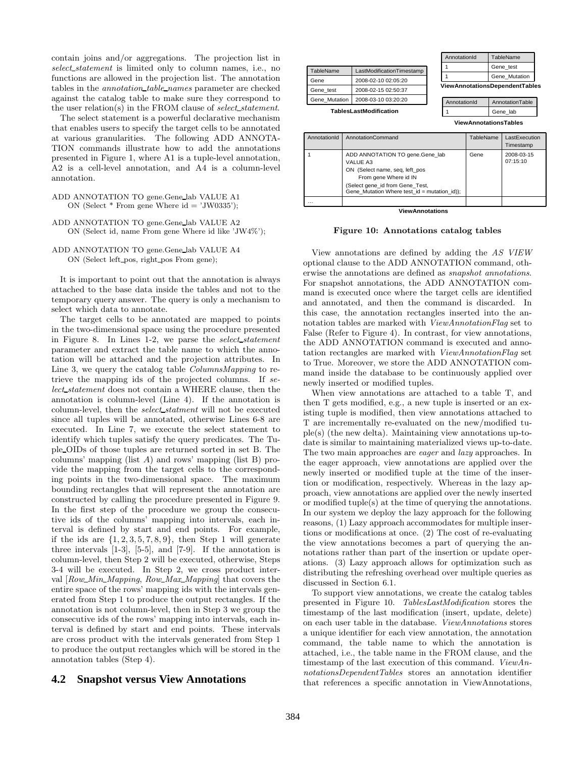contain joins and/or aggregations. The projection list in *select_statement* is limited only to column names, i.e., no functions are allowed in the projection list. The annotation tables in the *annotation_table_names* parameter are checked against the catalog table to make sure they correspond to the user relation(s) in the FROM clause of *select_statement*.

The select statement is a powerful declarative mechanism that enables users to specify the target cells to be annotated at various granularities. The following ADD ANNOTATION commands illustrate how to add the annotations presented in Figure 1, where A1 is a tuple-level annotation, A2 is a cell-level annotation, and A4 is a column-level annotation.

```
ADD ANNOTATION TO gene.Gene_lab VALUE A1
    ON (Select * From gene Where id = 'JW0335');

ADD ANNOTATION TO gene.Gene_lab VALUE A2
    ON (Select id, name From gene Where id like 'JW4%');

ADD ANNOTATION TO gene.Gene_lab VALUE A4
    ON (Select left_pos, right_pos From gene);
```

It is important to point out that the annotation is always attached to the base data inside the tables and not to the temporary query answer. The query is only a mechanism to select which data to annotate.

The target cells to be annotated are mapped to points in the two-dimensional space using the procedure presented in Figure 8. In Lines 1-2, we parse the *select_statement* parameter and extract the table name to which the annotation will be attached and the projection attributes. In Line 3, we query the catalog table *ColumnsMapping* to retrieve the mapping ids of the projected columns. If *select_statement* does not contain a WHERE clause, then the annotation is column-level (Line 4). If the annotation is column-level, then the *select_statment* will not be executed since all tuples will be annotated, otherwise Lines 6-8 are executed. In Line 7, we execute the select statement to identify which tuples satisfy the query predicates. The Tuple_OIDs of those tuples are returned sorted in set B. The columns' mapping (list $A$) and rows' mapping (list B) provide the mapping from the target cells to the corresponding points in the two-dimensional space. The maximum bounding rectangles that will represent the annotation are constructed by calling the procedure presented in Figure 9. In the first step of the procedure we group the consecutive ids of the columns' mapping into intervals, each interval is defined by start and end points. For example, if the ids are $\{1, 2, 3, 5, 7, 8, 9\}$, then Step 1 will generate three intervals [1-3], [5-5], and [7-9]. If the annotation is column-level, then Step 2 will be executed, otherwise, Steps 3-4 will be executed. In Step 2, we cross product interval [*Row_Min_Mapping*, *Row_Max_Mapping*] that covers the entire space of the rows' mapping ids with the intervals generated from Step 1 to produce the output rectangles. If the annotation is not column-level, then in Step 3 we group the consecutive ids of the rows' mapping into intervals, each interval is defined by start and end points. These intervals are cross product with the intervals generated from Step 1 to produce the output rectangles which will be stored in the annotation tables (Step 4).

## 4.2 Snapshot versus View Annotations

| TableName | LastModificationTimestamp |
|---|---|
| Gene | 2008-02-10 02:05:20 |
| Gene_test | 2008-02-15 02:50:37 |
| Gene_Mutation | 2008-03-10 03:20:20 |

**TablesLastModification**

| AnnotationId | TableName |
|---|---|
| 1 | Gene_test |
| 1 | Gene_Mutation |

**ViewAnnotationsDependentTables**

| AnnotationId | AnnotationTable |
|---|---|
| 1 | Gene_lab |

**ViewAnnotationsTables**

| AnnotationId | AnnotationCommand | TableName | LastExecution Timestamp |
|---|---|---|---|
| 1 | ADD ANNOTATION TO gene.Gene_lab VALUE A3 ON (Select name, seq, left_pos From gene Where id IN (Select gene_id from Gene_Test, Gene_Mutation Where test_id = mutation_id)); | Gene | 2008-03-15 07:15:10 |
| … | | | |

**ViewAnnotations**

**Figure 10: Annotations catalog tables**

View annotations are defined by adding the *AS VIEW* optional clause to the ADD ANNOTATION command, otherwise the annotations are defined as *snapshot annotations*. For snapshot annotations, the ADD ANNOTATION command is executed once where the target cells are identified and annotated, and then the command is discarded. In this case, the annotation rectangles inserted into the annotation tables are marked with *ViewAnnotationFlag* set to False (Refer to Figure 4). In contrast, for view annotations, the ADD ANNOTATION command is executed and annotation rectangles are marked with *ViewAnnotationFlag* set to True. Moreover, we store the ADD ANNOTATION command inside the database to be continuously applied over newly inserted or modified tuples.

When view annotations are attached to a table T, and then T gets modified, e.g., a new tuple is inserted or an existing tuple is modified, then view annotations attached to T are incrementally re-evaluated on the new/modified tuple(s) (the new delta). Maintaining view annotations up-to-date is similar to maintaining materialized views up-to-date. The two main approaches are *eager* and *lazy* approaches. In the eager approach, view annotations are applied over the newly inserted or modified tuple at the time of the insertion or modification, respectively. Whereas in the lazy approach, view annotations are applied over the newly inserted or modified tuple(s) at the time of querying the annotations. In our system we deploy the lazy approach for the following reasons, (1) Lazy approach accommodates for multiple insertions or modifications at once. (2) The cost of re-evaluating the view annotations becomes a part of querying the annotations rather than part of the insertion or update operations. (3) Lazy approach allows for optimization such as distributing the refreshing overhead over multiple queries as discussed in Section 6.1.

To support view annotations, we create the catalog tables presented in Figure 10. *TablesLastModification* stores the timestamp of the last modification (insert, update, delete) on each user table in the database. *ViewAnnotations* stores a unique identifier for each view annotation, the annotation command, the table name to which the annotation is attached, i.e., the table name in the FROM clause, and the timestamp of the last execution of this command. *ViewAnnotationsDependentTables* stores an annotation identifier that references a specific annotation in ViewAnnotations,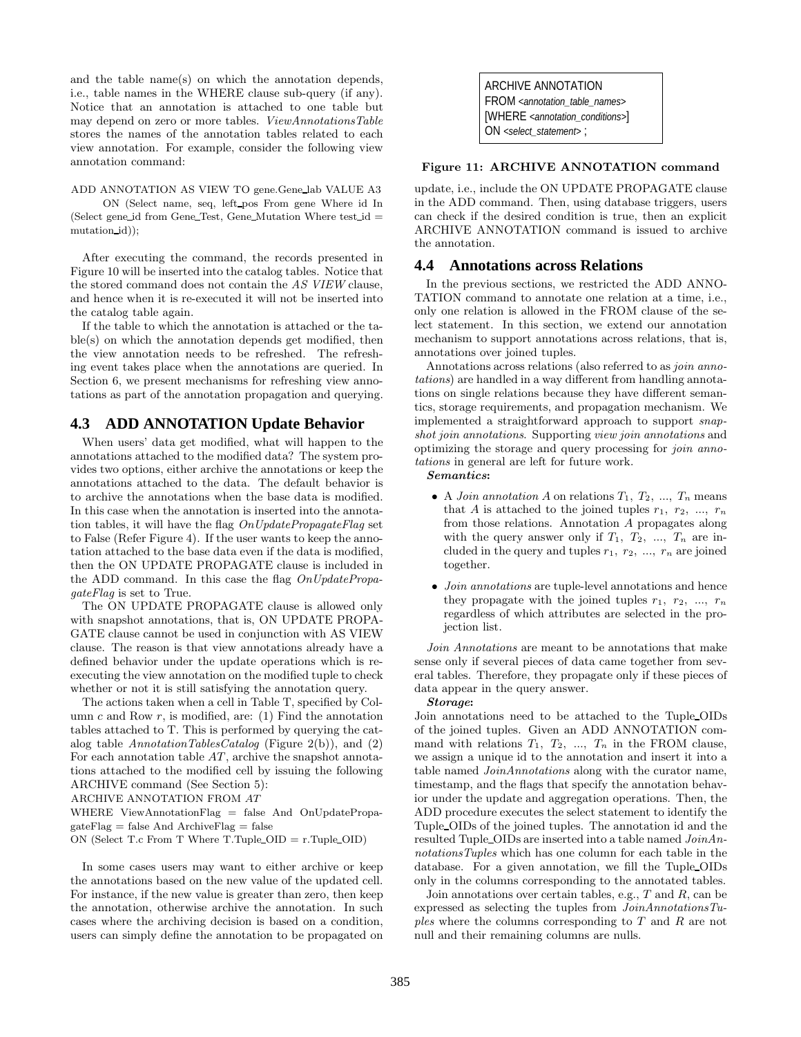and the table name(s) on which the annotation depends, i.e., table names in the WHERE clause sub-query (if any). Notice that an annotation is attached to one table but may depend on zero or more tables. *ViewAnnotationsTable* stores the names of the annotation tables related to each view annotation. For example, consider the following view annotation command:

```
ADD ANNOTATION AS VIEW TO gene.Gene_lab VALUE A3
    ON (Select name, seq, left_pos From gene Where id In
(Select gene_id from Gene_Test, Gene_Mutation Where test_id =
mutation_id));
```

After executing the command, the records presented in Figure 10 will be inserted into the catalog tables. Notice that the stored command does not contain the *AS VIEW* clause, and hence when it is re-executed it will not be inserted into the catalog table again.

If the table to which the annotation is attached or the table(s) on which the annotation depends get modified, then the view annotation needs to be refreshed. The refreshing event takes place when the annotations are queried. In Section 6, we present mechanisms for refreshing view annotations as part of the annotation propagation and querying.

## 4.3 ADD ANNOTATION Update Behavior

When users' data get modified, what will happen to the annotations attached to the modified data? The system provides two options, either archive the annotations or keep the annotations attached to the data. The default behavior is to archive the annotations when the base data is modified. In this case when the annotation is inserted into the annotation tables, it will have the flag *OnUpdatePropagateFlag* set to False (Refer Figure 4). If the user wants to keep the annotation attached to the base data even if the data is modified, then the ON UPDATE PROPAGATE clause is included in the ADD command. In this case the flag *OnUpdatePropagateFlag* is set to True.

The ON UPDATE PROPAGATE clause is allowed only with snapshot annotations, that is, ON UPDATE PROPAGATE clause cannot be used in conjunction with AS VIEW clause. The reason is that view annotations already have a defined behavior under the update operations which is re-executing the view annotation on the modified tuple to check whether or not it is still satisfying the annotation query.

The actions taken when a cell in Table T, specified by Column $c$ and Row $r$, is modified, are: (1) Find the annotation tables attached to T. This is performed by querying the catalog table *AnnotationTablesCatalog* (Figure 2(b)), and (2) For each annotation table $AT$, archive the snapshot annotations attached to the modified cell by issuing the following ARCHIVE command (See Section 5):

```
ARCHIVE ANNOTATION FROM AT
WHERE ViewAnnotationFlag = false And OnUpdatePropagateFlag = false And ArchiveFlag = false
ON (Select T.c From T Where T.Tuple_OID = r.Tuple_OID)
```

In some cases users may want to either archive or keep the annotations based on the new value of the updated cell. For instance, if the new value is greater than zero, then keep the annotation, otherwise archive the annotation. In such cases where the archiving decision is based on a condition, users can simply define the annotation to be propagated on update, i.e., include the ON UPDATE PROPAGATE clause in the ADD command. Then, using database triggers, users can check if the desired condition is true, then an explicit ARCHIVE ANNOTATION command is issued to archive the annotation.

```
ARCHIVE ANNOTATION
FROM <annotation_table_names>
[WHERE <annotation_conditions>]
ON <select_statement> ;
```

**Figure 11: ARCHIVE ANNOTATION command**

## 4.4 Annotations across Relations

In the previous sections, we restricted the ADD ANNOTATION command to annotate one relation at a time, i.e., only one relation is allowed in the FROM clause of the select statement. In this section, we extend our annotation mechanism to support annotations across relations, that is, annotations over joined tuples.

Annotations across relations (also referred to as *join annotations*) are handled in a way different from handling annotations on single relations because they have different semantics, storage requirements, and propagation mechanism. We implemented a straightforward approach to support *snapshot join annotations*. Supporting *view join annotations* and optimizing the storage and query processing for *join annotations* in general are left for future work.

***Semantics*:**

- A *Join annotation A* on relations $T_1$, $T_2$, ..., $T_n$ means that $A$ is attached to the joined tuples $r_1$, $r_2$, ..., $r_n$ from those relations. Annotation $A$ propagates along with the query answer only if $T_1$, $T_2$, ..., $T_n$ are included in the query and tuples $r_1$, $r_2$, ..., $r_n$ are joined together.
- *Join annotations* are tuple-level annotations and hence they propagate with the joined tuples $r_1$, $r_2$, ..., $r_n$ regardless of which attributes are selected in the projection list.

*Join Annotations* are meant to be annotations that make sense only if several pieces of data came together from several tables. Therefore, they propagate only if these pieces of data appear in the query answer.

***Storage*:**

Join annotations need to be attached to the Tuple_OIDs of the joined tuples. Given an ADD ANNOTATION command with relations $T_1$, $T_2$, ..., $T_n$ in the FROM clause, we assign a unique id to the annotation and insert it into a table named *JoinAnnotations* along with the curator name, timestamp, and the flags that specify the annotation behavior under the update and aggregation operations. Then, the ADD procedure executes the select statement to identify the Tuple_OIDs of the joined tuples. The annotation id and the resulted Tuple_OIDs are inserted into a table named *JoinAnnotationsTuples* which has one column for each table in the database. For a given annotation, we fill the Tuple_OIDs only in the columns corresponding to the annotated tables.

Join annotations over certain tables, e.g., $T$ and $R$, can be expressed as selecting the tuples from *JoinAnnotationsTuples* where the columns corresponding to $T$ and $R$ are not null and their remaining columns are nulls.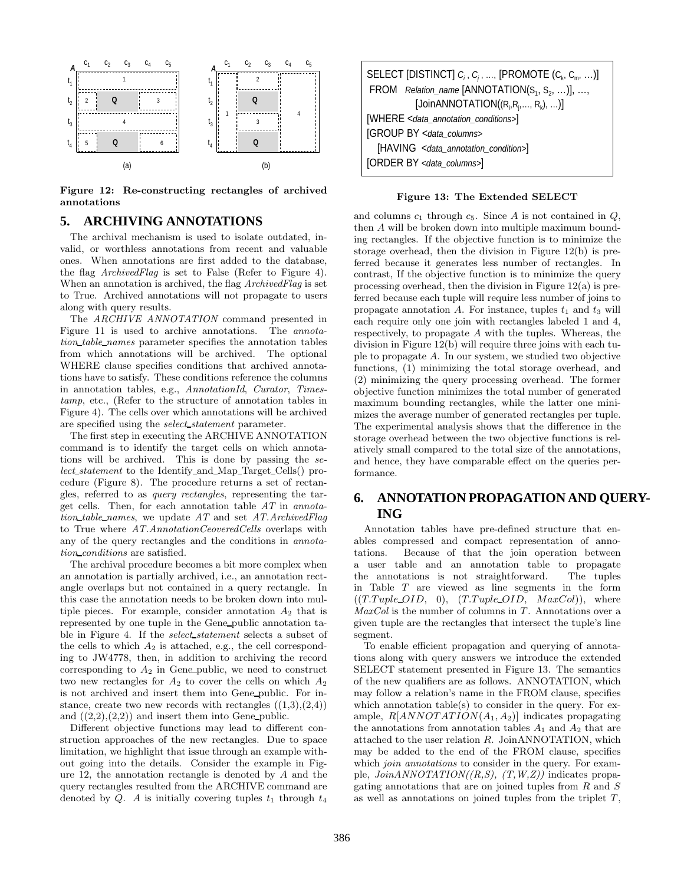Figure 12: Re-constructing rectangles of archived annotations

```
SELECT [DISTINCT] C_i , C_j , ..., [PROMOTE (C_k, C_m, ...)]
 FROM  Relation_name [ANNOTATION(S_1, S_2, ...)], ...,
              [JoinANNOTATION((R_i,R_j,..., R_k), ...)]
[WHERE <data_annotation_conditions>]
[GROUP BY <data_columns>
    [HAVING  <data_annotation_condition>]
[ORDER BY <data_columns>]
```

Figure 13: The Extended SELECT

## 5. ARCHIVING ANNOTATIONS

The archival mechanism is used to isolate outdated, invalid, or worthless annotations from recent and valuable ones. When annotations are first added to the database, the flag *ArchivedFlag* is set to False (Refer to Figure 4). When an annotation is archived, the flag *ArchivedFlag* is set to True. Archived annotations will not propagate to users along with query results.

The *ARCHIVE ANNOTATION* command presented in Figure 11 is used to archive annotations. The *annotation_table_names* parameter specifies the annotation tables from which annotations will be archived. The optional WHERE clause specifies conditions that archived annotations have to satisfy. These conditions reference the columns in annotation tables, e.g., *AnnotationId*, *Curator*, *Timestamp*, etc., (Refer to the structure of annotation tables in Figure 4). The cells over which annotations will be archived are specified using the *select_statement* parameter.

The first step in executing the ARCHIVE ANNOTATION command is to identify the target cells on which annotations will be archived. This is done by passing the *select_statement* to the Identify_and_Map_Target_Cells() procedure (Figure 8). The procedure returns a set of rectangles, referred to as *query rectangles*, representing the target cells. Then, for each annotation table $AT$ in *annotation_table_names*, we update $AT$ and set *AT.ArchivedFlag* to True where *AT.AnnotationCeoveredCells* overlaps with any of the query rectangles and the conditions in *annotation_conditions* are satisfied.

The archival procedure becomes a bit more complex when an annotation is partially archived, i.e., an annotation rectangle overlaps but not contained in a query rectangle. In this case the annotation needs to be broken down into multiple pieces. For example, consider annotation $A_2$ that is represented by one tuple in the Gene_public annotation table in Figure 4. If the *select_statement* selects a subset of the cells to which $A_2$ is attached, e.g., the cell corresponding to JW4778, then, in addition to archiving the record corresponding to $A_2$ in Gene_public, we need to construct two new rectangles for $A_2$ to cover the cells on which $A_2$ is not archived and insert them into Gene_public. For instance, create two new records with rectangles ((1,3),(2,4)) and ((2,2),(2,2)) and insert them into Gene_public.

Different objective functions may lead to different construction approaches of the new rectangles. Due to space limitation, we highlight that issue through an example without going into the details. Consider the example in Figure 12, the annotation rectangle is denoted by $A$ and the query rectangles resulted from the ARCHIVE command are denoted by $Q$. $A$ is initially covering tuples $t_1$ through $t_4$ and columns $c_1$ through $c_5$. Since $A$ is not contained in $Q$, then $A$ will be broken down into multiple maximum bounding rectangles. If the objective function is to minimize the storage overhead, then the division in Figure 12(b) is preferred because it generates less number of rectangles. In contrast, If the objective function is to minimize the query processing overhead, then the division in Figure 12(a) is preferred because each tuple will require less number of joins to propagate annotation $A$. For instance, tuples $t_1$ and $t_3$ will each require only one join with rectangles labeled 1 and 4, respectively, to propagate $A$ with the tuples. Whereas, the division in Figure 12(b) will require three joins with each tuple to propagate $A$. In our system, we studied two objective functions, (1) minimizing the total storage overhead, and (2) minimizing the query processing overhead. The former objective function minimizes the total number of generated maximum bounding rectangles, while the latter one minimizes the average number of generated rectangles per tuple. The experimental analysis shows that the difference in the storage overhead between the two objective functions is relatively small compared to the total size of the annotations, and hence, they have comparable effect on the queries performance.

## 6. ANNOTATION PROPAGATION AND QUERYING

Annotation tables have pre-defined structure that enables compressed and compact representation of annotations. Because of that the join operation between a user table and an annotation table to propagate the annotations is not straightforward. The tuples in Table $T$ are viewed as line segments in the form $((T.Tuple\_OID,\ 0),\ (T.Tuple\_OID,\ MaxCol))$, where $MaxCol$ is the number of columns in $T$. Annotations over a given tuple are the rectangles that intersect the tuple's line segment.

To enable efficient propagation and querying of annotations along with query answers we introduce the extended SELECT statement presented in Figure 13. The semantics of the new qualifiers are as follows. ANNOTATION, which may follow a relation's name in the FROM clause, specifies which annotation table(s) to consider in the query. For example, $R[ANNOTATION(A_1, A_2)]$ indicates propagating the annotations from annotation tables $A_1$ and $A_2$ that are attached to the user relation $R$. JoinANNOTATION, which may be added to the end of the FROM clause, specifies which *join annotations* to consider in the query. For example, *JoinANNOTATION((R,S), (T,W,Z))* indicates propagating annotations that are on joined tuples from $R$ and $S$ as well as annotations on joined tuples from the triplet $T$,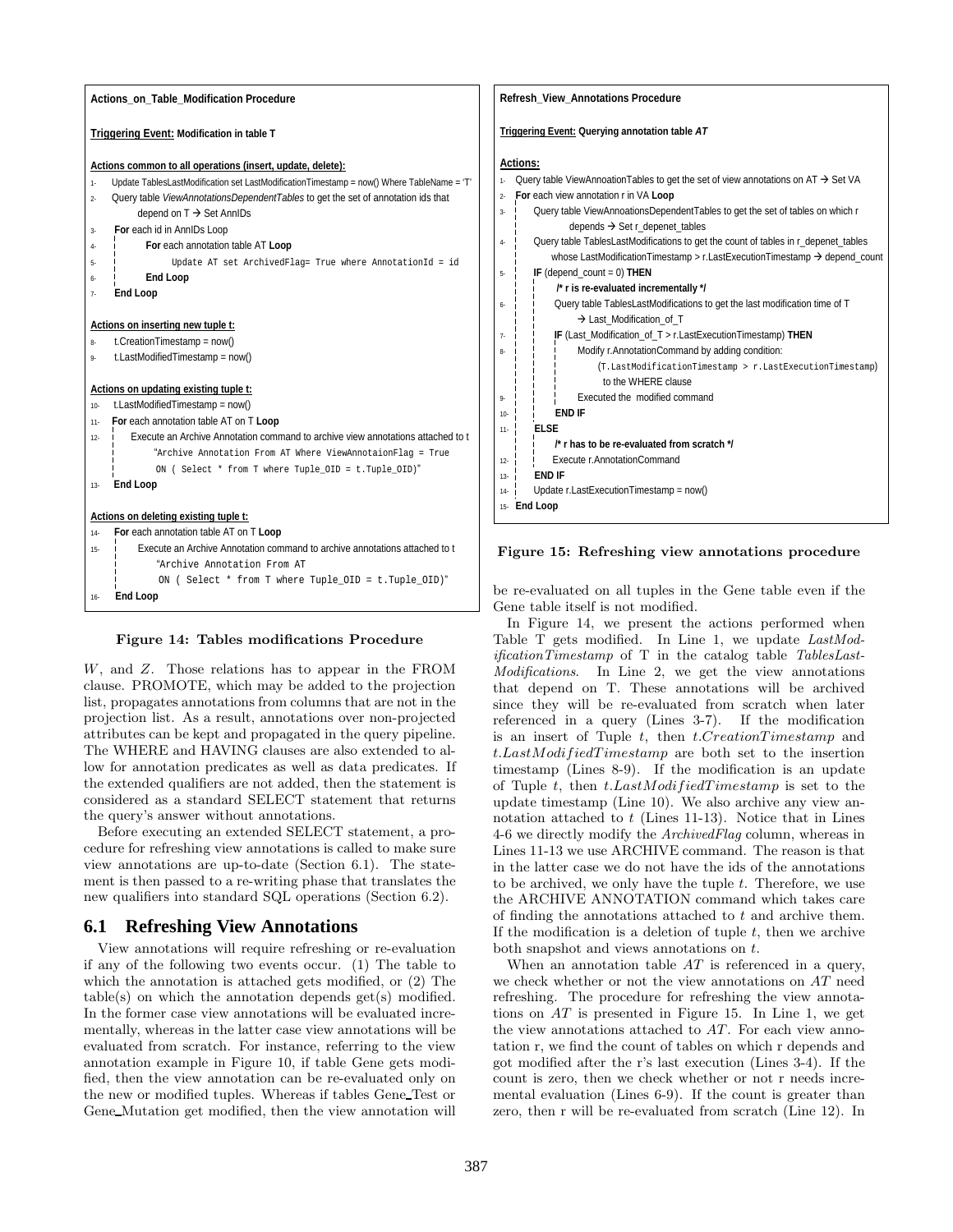**Actions_on_Table_Modification Procedure**

**Triggering Event:** **Modification in table T**

**Actions common to all operations (insert, update, delete):**

```
1-  Update TablesLastModification set LastModificationTimestamp = now() Where TableName = 'T'
2-  Query table ViewAnnotationsDependentTables to get the set of annotation ids that
        depend on T → Set AnnIDs
3-  For each id in AnnIDs Loop
4-  |    For each annotation table AT Loop
5-  |        Update AT set ArchivedFlag= True where AnnotationId = id
6-  |    End Loop
7-  End Loop
```

**Actions on inserting new tuple t:**

```
8-  t.CreationTimestamp = now()
9-  t.LastModifiedTimestamp = now()
```

**Actions on updating existing tuple t:**

```
10- t.LastModifiedTimestamp = now()
11- For each annotation table AT on T Loop
12- |   Execute an Archive Annotation command to archive view annotations attached to t
    |       "Archive Annotation From AT Where ViewAnnotaionFlag = True
    |        ON ( Select * from T where Tuple_OID = t.Tuple_OID)"
13- End Loop
```

**Actions on deleting existing tuple t:**

```
14- For each annotation table AT on T Loop
15- |   Execute an Archive Annotation command to archive annotations attached to t
    |       "Archive Annotation From AT
    |        ON ( Select * from T where Tuple_OID = t.Tuple_OID)"
16- End Loop
```

**Figure 14: Tables modifications Procedure**

$W$, and $Z$. Those relations has to appear in the FROM clause. PROMOTE, which may be added to the projection list, propagates annotations from columns that are not in the projection list. As a result, annotations over non-projected attributes can be kept and propagated in the query pipeline. The WHERE and HAVING clauses are also extended to allow for annotation predicates as well as data predicates. If the extended qualifiers are not added, then the statement is considered as a standard SELECT statement that returns the query's answer without annotations.

Before executing an extended SELECT statement, a procedure for refreshing view annotations is called to make sure view annotations are up-to-date (Section 6.1). The statement is then passed to a re-writing phase that translates the new qualifiers into standard SQL operations (Section 6.2).

## 6.1 Refreshing View Annotations

View annotations will require refreshing or re-evaluation if any of the following two events occur. (1) The table to which the annotation is attached gets modified, or (2) The table(s) on which the annotation depends get(s) modified. In the former case view annotations will be evaluated incrementally, whereas in the latter case view annotations will be evaluated from scratch. For instance, referring to the view annotation example in Figure 10, if table Gene gets modified, then the view annotation can be re-evaluated only on the new or modified tuples. Whereas if tables Gene_Test or Gene_Mutation get modified, then the view annotation will

**Refresh_View_Annotations Procedure**

**Triggering Event:** **Querying annotation table** ***AT***

**Actions:**

```
1-  Query table ViewAnnoationTables to get the set of view annotations on AT → Set VA
2-  For each view annotation r in VA Loop
3-  |   Query table ViewAnnoationsDependentTables to get the set of tables on which r
    |       depends → Set r_depenet_tables
4-  |   Query table TablesLastModifications to get the count of tables in r_depenet_tables
    |       whose LastModificationTimestamp > r.LastExecutionTimestamp → depend_count
5-  |   IF (depend_count = 0) THEN
    |   |   /* r is re-evaluated incrementally */
6-  |   |   Query table TablesLastModifications to get the last modification time of T
    |   |       → Last_Modification_of_T
7-  |   |   IF (Last_Modification_of_T > r.LastExecutionTimestamp) THEN
8-  |   |   |   Modify r.AnnotationCommand by adding condition:
    |   |   |       (T.LastModificationTimestamp > r.LastExecutionTimestamp)
    |   |   |       to the WHERE clause
9-  |   |   |   Executed the modified command
10- |   |   END IF
11- |   ELSE
    |   |   /* r has to be re-evaluated from scratch */
12- |   |   Execute r.AnnotationCommand
13- |   END IF
14- |   Update r.LastExecutionTimestamp = now()
15- End Loop
```

**Figure 15: Refreshing view annotations procedure**

be re-evaluated on all tuples in the Gene table even if the Gene table itself is not modified.

In Figure 14, we present the actions performed when Table T gets modified. In Line 1, we update *LastModificationTimestamp* of T in the catalog table *TablesLastModifications*. In Line 2, we get the view annotations that depend on T. These annotations will be archived since they will be re-evaluated from scratch when later referenced in a query (Lines 3-7). If the modification is an insert of Tuple $t$, then $t.CreationTimestamp$ and $t.LastModifiedTimestamp$ are both set to the insertion timestamp (Lines 8-9). If the modification is an update of Tuple $t$, then $t.LastModifiedTimestamp$ is set to the update timestamp (Line 10). We also archive any view annotation attached to $t$ (Lines 11-13). Notice that in Lines 4-6 we directly modify the *ArchivedFlag* column, whereas in Lines 11-13 we use ARCHIVE command. The reason is that in the latter case we do not have the ids of the annotations to be archived, we only have the tuple $t$. Therefore, we use the ARCHIVE ANNOTATION command which takes care of finding the annotations attached to $t$ and archive them. If the modification is a deletion of tuple $t$, then we archive both snapshot and views annotations on $t$.

When an annotation table $AT$ is referenced in a query, we check whether or not the view annotations on $AT$ need refreshing. The procedure for refreshing the view annotations on $AT$ is presented in Figure 15. In Line 1, we get the view annotations attached to $AT$. For each view annotation r, we find the count of tables on which r depends and got modified after the r's last execution (Lines 3-4). If the count is zero, then we check whether or not r needs incremental evaluation (Lines 6-9). If the count is greater than zero, then r will be re-evaluated from scratch (Line 12). In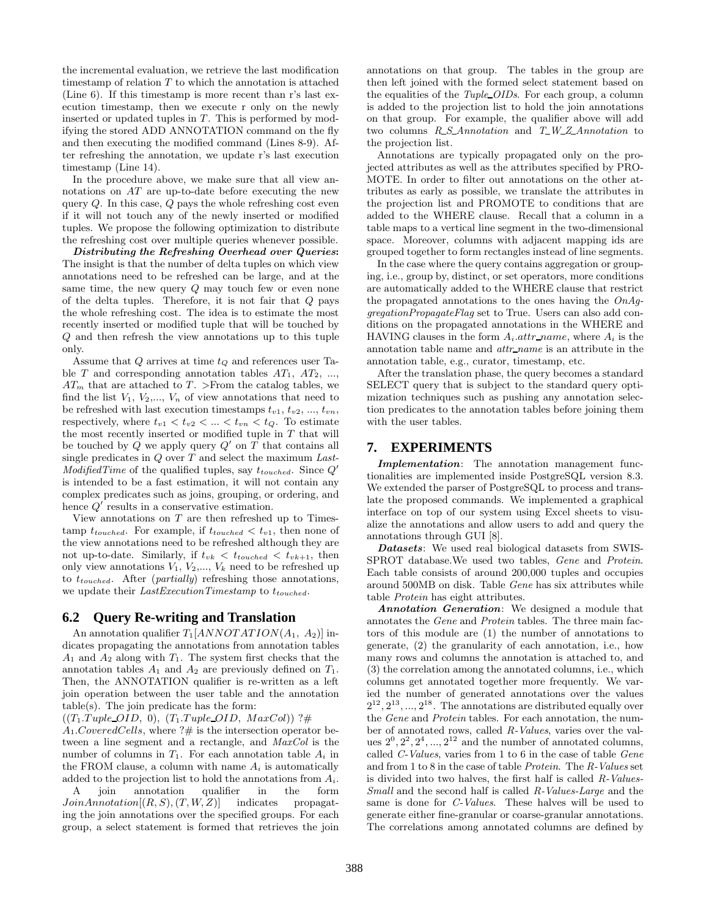the incremental evaluation, we retrieve the last modification timestamp of relation $T$ to which the annotation is attached (Line 6). If this timestamp is more recent than r's last execution timestamp, then we execute r only on the newly inserted or updated tuples in $T$. This is performed by modifying the stored ADD ANNOTATION command on the fly and then executing the modified command (Lines 8-9). After refreshing the annotation, we update r's last execution timestamp (Line 14).

In the procedure above, we make sure that all view annotations on $AT$ are up-to-date before executing the new query $Q$. In this case, $Q$ pays the whole refreshing cost even if it will not touch any of the newly inserted or modified tuples. We propose the following optimization to distribute the refreshing cost over multiple queries whenever possible.

***Distributing the Refreshing Overhead over Queries***: The insight is that the number of delta tuples on which view annotations need to be refreshed can be large, and at the same time, the new query $Q$ may touch few or even none of the delta tuples. Therefore, it is not fair that $Q$ pays the whole refreshing cost. The idea is to estimate the most recently inserted or modified tuple that will be touched by $Q$ and then refresh the view annotations up to this tuple only.

Assume that $Q$ arrives at time $t_Q$ and references user Table $T$ and corresponding annotation tables $AT_1$, $AT_2$, ..., $AT_m$ that are attached to $T$. >From the catalog tables, we find the list $V_1$, $V_2$,..., $V_n$ of view annotations that need to be refreshed with last execution timestamps $t_{v1}$, $t_{v2}$, ..., $t_{vn}$, respectively, where $t_{v1} < t_{v2} < ... < t_{vn} < t_Q$. To estimate the most recently inserted or modified tuple in $T$ that will be touched by $Q$ we apply query $Q'$ on $T$ that contains all single predicates in $Q$ over $T$ and select the maximum *LastModifiedTime* of the qualified tuples, say $t_{touched}$. Since $Q'$ is intended to be a fast estimation, it will not contain any complex predicates such as joins, grouping, or ordering, and hence $Q'$ results in a conservative estimation.

View annotations on $T$ are then refreshed up to Timestamp $t_{touched}$. For example, if $t_{touched} < t_{v1}$, then none of the view annotations need to be refreshed although they are not up-to-date. Similarly, if $t_{vk} < t_{touched} < t_{vk+1}$, then only view annotations $V_1$, $V_2$,..., $V_k$ need to be refreshed up to $t_{touched}$. After (*partially*) refreshing those annotations, we update their *LastExecutionTimestamp* to $t_{touched}$.

## 6.2 Query Re-writing and Translation

An annotation qualifier $T_1[ANNOTATION(A_1,\ A_2)]$ indicates propagating the annotations from annotation tables $A_1$ and $A_2$ along with $T_1$. The system first checks that the annotation tables $A_1$ and $A_2$ are previously defined on $T_1$. Then, the ANNOTATION qualifier is re-written as a left join operation between the user table and the annotation table(s). The join predicate has the form:

$((T_1.Tuple\_OID,\ 0),\ (T_1.Tuple\_OID,\ MaxCol))$ ?# $A_1.CoveredCells$, where ?# is the intersection operator between a line segment and a rectangle, and $MaxCol$ is the number of columns in $T_1$. For each annotation table $A_i$ in the FROM clause, a column with name $A_i$ is automatically added to the projection list to hold the annotations from $A_i$.

A join annotation qualifier in the form $JoinAnnotation[(R, S), (T, W, Z)]$ indicates propagating the join annotations over the specified groups. For each group, a select statement is formed that retrieves the join annotations on that group. The tables in the group are then left joined with the formed select statement based on the equalities of the *Tuple_OIDs*. For each group, a column is added to the projection list to hold the join annotations on that group. For example, the qualifier above will add two columns *R_S_Annotation* and *T_W_Z_Annotation* to the projection list.

Annotations are typically propagated only on the projected attributes as well as the attributes specified by PROMOTE. In order to filter out annotations on the other attributes as early as possible, we translate the attributes in the projection list and PROMOTE to conditions that are added to the WHERE clause. Recall that a column in a table maps to a vertical line segment in the two-dimensional space. Moreover, columns with adjacent mapping ids are grouped together to form rectangles instead of line segments.

In the case where the query contains aggregation or grouping, i.e., group by, distinct, or set operators, more conditions are automatically added to the WHERE clause that restrict the propagated annotations to the ones having the *OnAggregationPropagateFlag* set to True. Users can also add conditions on the propagated annotations in the WHERE and HAVING clauses in the form $A_i.attr\_name$, where $A_i$ is the annotation table name and *attr_name* is an attribute in the annotation table, e.g., curator, timestamp, etc.

After the translation phase, the query becomes a standard SELECT query that is subject to the standard query optimization techniques such as pushing any annotation selection predicates to the annotation tables before joining them with the user tables.

# 7. EXPERIMENTS

***Implementation***: The annotation management functionalities are implemented inside PostgreSQL version 8.3. We extended the parser of PostgreSQL to process and translate the proposed commands. We implemented a graphical interface on top of our system using Excel sheets to visualize the annotations and allow users to add and query the annotations through GUI [8].

***Datasets***: We used real biological datasets from SWISSPROT database.We used two tables, *Gene* and *Protein*. Each table consists of around 200,000 tuples and occupies around 500MB on disk. Table *Gene* has six attributes while table *Protein* has eight attributes.

***Annotation Generation***: We designed a module that annotates the *Gene* and *Protein* tables. The three main factors of this module are (1) the number of annotations to generate, (2) the granularity of each annotation, i.e., how many rows and columns the annotation is attached to, and (3) the correlation among the annotated columns, i.e., which columns get annotated together more frequently. We varied the number of generated annotations over the values $2^{12}, 2^{13}, ..., 2^{18}$. The annotations are distributed equally over the *Gene* and *Protein* tables. For each annotation, the number of annotated rows, called *R-Values*, varies over the values $2^0, 2^2, 2^4, ..., 2^{12}$ and the number of annotated columns, called *C-Values*, varies from 1 to 6 in the case of table *Gene* and from 1 to 8 in the case of table *Protein*. The *R-Values* set is divided into two halves, the first half is called *R-Values-Small* and the second half is called *R-Values-Large* and the same is done for *C-Values*. These halves will be used to generate either fine-granular or coarse-granular annotations. The correlations among annotated columns are defined by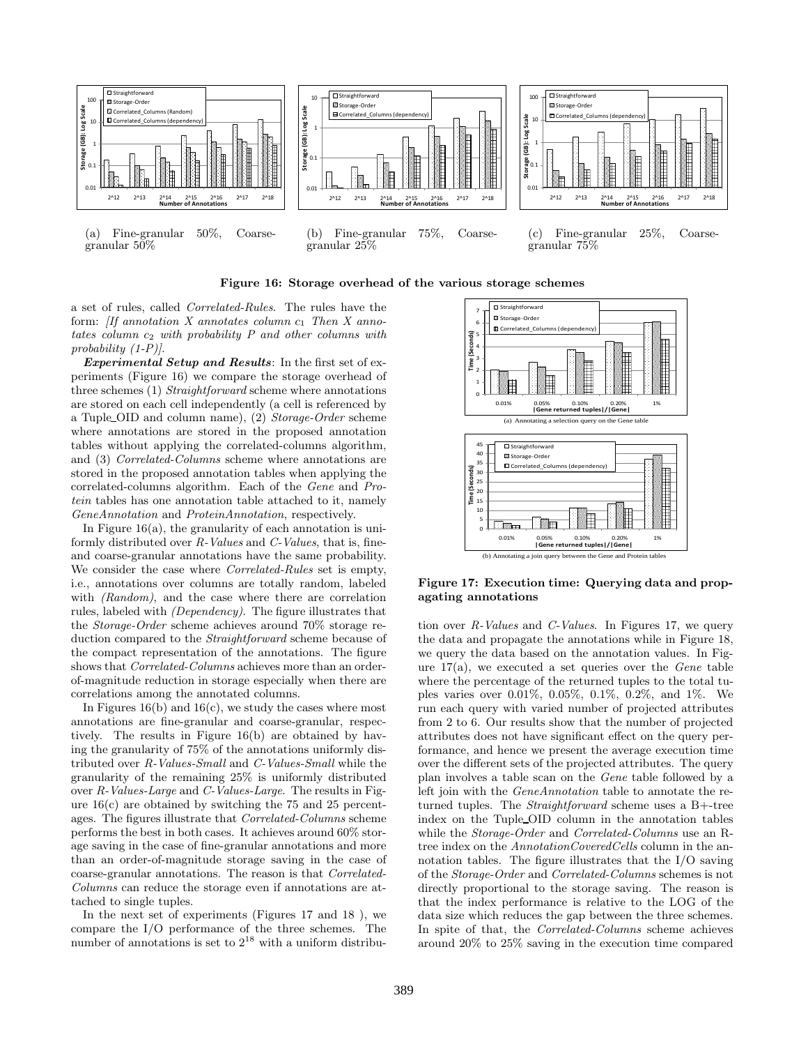(a) Fine-granular 50%, Coarse-granular 50%

(b) Fine-granular 75%, Coarse-granular 25%

(c) Fine-granular 25%, Coarse-granular 75%

**Figure 16: Storage overhead of the various storage schemes**

a set of rules, called *Correlated-Rules*. The rules have the form: *[If annotation X annotates column $c_1$ Then X annotates column $c_2$ with probability P and other columns with probability (1-P)]*.

***Experimental Setup and Results***: In the first set of experiments (Figure 16) we compare the storage overhead of three schemes (1) *Straightforward* scheme where annotations are stored on each cell independently (a cell is referenced by a Tuple_OID and column name), (2) *Storage-Order* scheme where annotations are stored in the proposed annotation tables without applying the correlated-columns algorithm, and (3) *Correlated-Columns* scheme where annotations are stored in the proposed annotation tables when applying the correlated-columns algorithm. Each of the *Gene* and *Protein* tables has one annotation table attached to it, namely *GeneAnnotation* and *ProteinAnnotation*, respectively.

In Figure 16(a), the granularity of each annotation is uniformly distributed over *R-Values* and *C-Values*, that is, fine- and coarse-granular annotations have the same probability. We consider the case where *Correlated-Rules* set is empty, i.e., annotations over columns are totally random, labeled with *(Random)*, and the case where there are correlation rules, labeled with *(Dependency)*. The figure illustrates that the *Storage-Order* scheme achieves around 70% storage reduction compared to the *Straightforward* scheme because of the compact representation of the annotations. The figure shows that *Correlated-Columns* achieves more than an order-of-magnitude reduction in storage especially when there are correlations among the annotated columns.

In Figures 16(b) and 16(c), we study the cases where most annotations are fine-granular and coarse-granular, respectively. The results in Figure 16(b) are obtained by having the granularity of 75% of the annotations uniformly distributed over *R-Values-Small* and *C-Values-Small* while the granularity of the remaining 25% is uniformly distributed over *R-Values-Large* and *C-Values-Large*. The results in Figure 16(c) are obtained by switching the 75 and 25 percentages. The figures illustrate that *Correlated-Columns* scheme performs the best in both cases. It achieves around 60% storage saving in the case of fine-granular annotations and more than an order-of-magnitude storage saving in the case of coarse-granular annotations. The reason is that *Correlated-Columns* can reduce the storage even if annotations are attached to single tuples.

In the next set of experiments (Figures 17 and 18 ), we compare the I/O performance of the three schemes. The number of annotations is set to $2^{18}$ with a uniform distribution over *R-Values* and *C-Values*. In Figures 17, we query the data and propagate the annotations while in Figure 18, we query the data based on the annotation values. In Figure 17(a), we executed a set queries over the *Gene* table where the percentage of the returned tuples to the total tuples varies over 0.01%, 0.05%, 0.1%, 0.2%, and 1%. We run each query with varied number of projected attributes from 2 to 6. Our results show that the number of projected attributes does not have significant effect on the query performance, and hence we present the average execution time over the different sets of the projected attributes. The query plan involves a table scan on the *Gene* table followed by a left join with the *GeneAnnotation* table to annotate the returned tuples. The *Straightforward* scheme uses a B+-tree index on the Tuple_OID column in the annotation tables while the *Storage-Order* and *Correlated-Columns* use an R-tree index on the *AnnotationCoveredCells* column in the annotation tables. The figure illustrates that the I/O saving of the *Storage-Order* and *Correlated-Columns* schemes is not directly proportional to the storage saving. The reason is that the index performance is relative to the LOG of the data size which reduces the gap between the three schemes. In spite of that, the *Correlated-Columns* scheme achieves around 20% to 25% saving in the execution time compared

(a) Annotating a selection query on the Gene table

(b) Annotating a join query between the Gene and Protein tables

**Figure 17: Execution time: Querying data and propagating annotations**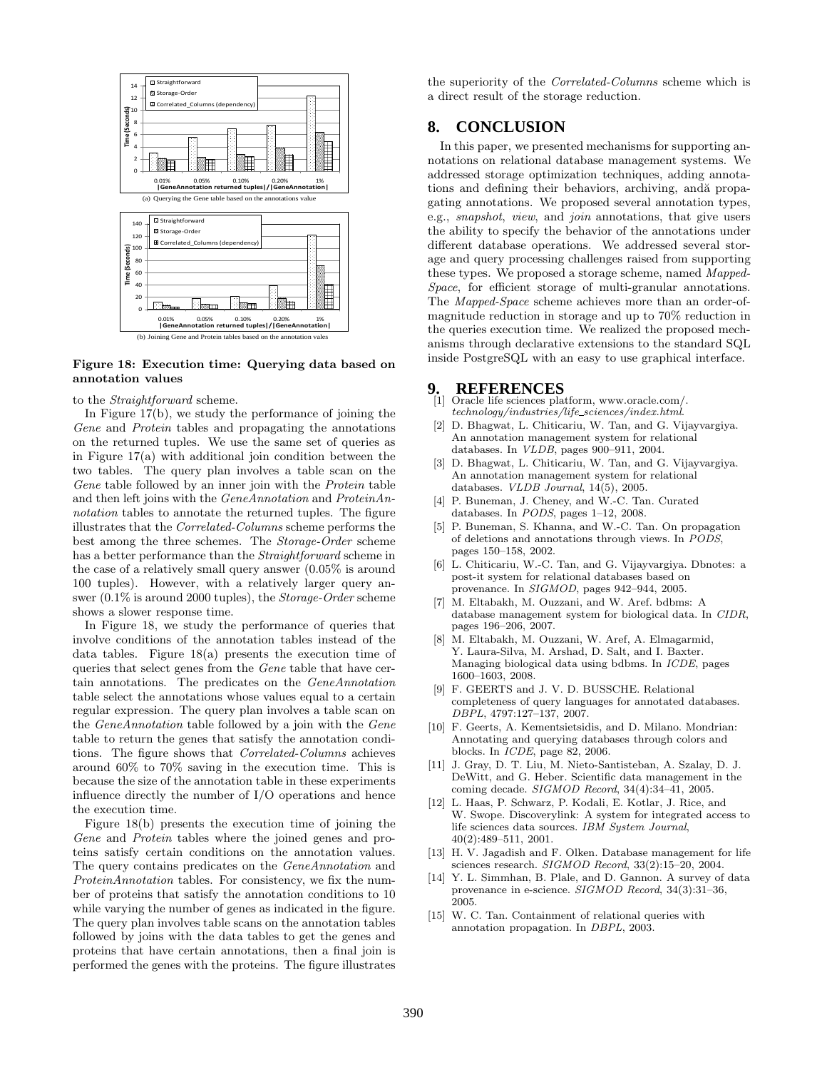Straightforward
Storage-Order
Correlated_Columns (dependency)

Time (Seconds)

14
12
10
8
6
4
2
0

0.01% 0.05% 0.10% 0.20% 1%

|GeneAnnotation returned tuples|/|GeneAnnotation|

(a) Querying the Gene table based on the annotations value

Straightforward
Storage-Order
Correlated_Columns (dependency)

Time (Seconds)

140
120
100
80
60
40
20
0

0.01% 0.05% 0.10% 0.20% 1%

|GeneAnnotation returned tuples|/|GeneAnnotation|

(b) Joining Gene and Protein tables based on the annotation vales

**Figure 18: Execution time: Querying data based on annotation values**

to the *Straightforward* scheme.

In Figure 17(b), we study the performance of joining the *Gene* and *Protein* tables and propagating the annotations on the returned tuples. We use the same set of queries as in Figure 17(a) with additional join condition between the two tables. The query plan involves a table scan on the *Gene* table followed by an inner join with the *Protein* table and then left joins with the *GeneAnnotation* and *ProteinAnnotation* tables to annotate the returned tuples. The figure illustrates that the *Correlated-Columns* scheme performs the best among the three schemes. The *Storage-Order* scheme has a better performance than the *Straightforward* scheme in the case of a relatively small query answer (0.05% is around 100 tuples). However, with a relatively larger query answer (0.1% is around 2000 tuples), the *Storage-Order* scheme shows a slower response time.

In Figure 18, we study the performance of queries that involve conditions of the annotation tables instead of the data tables. Figure 18(a) presents the execution time of queries that select genes from the *Gene* table that have certain annotations. The predicates on the *GeneAnnotation* table select the annotations whose values equal to a certain regular expression. The query plan involves a table scan on the *GeneAnnotation* table followed by a join with the *Gene* table to return the genes that satisfy the annotation conditions. The figure shows that *Correlated-Columns* achieves around 60% to 70% saving in the execution time. This is because the size of the annotation table in these experiments influence directly the number of I/O operations and hence the execution time.

Figure 18(b) presents the execution time of joining the *Gene* and *Protein* tables where the joined genes and proteins satisfy certain conditions on the annotation values. The query contains predicates on the *GeneAnnotation* and *ProteinAnnotation* tables. For consistency, we fix the number of proteins that satisfy the annotation conditions to 10 while varying the number of genes as indicated in the figure. The query plan involves table scans on the annotation tables followed by joins with the data tables to get the genes and proteins that have certain annotations, then a final join is performed the genes with the proteins. The figure illustrates the superiority of the *Correlated-Columns* scheme which is a direct result of the storage reduction.

## 8. CONCLUSION

In this paper, we presented mechanisms for supporting annotations on relational database management systems. We addressed storage optimization techniques, adding annotations and defining their behaviors, archiving, andă propagating annotations. We proposed several annotation types, e.g., *snapshot*, *view*, and *join* annotations, that give users the ability to specify the behavior of the annotations under different database operations. We addressed several storage and query processing challenges raised from supporting these types. We proposed a storage scheme, named *Mapped-Space*, for efficient storage of multi-granular annotations. The *Mapped-Space* scheme achieves more than an order-of-magnitude reduction in storage and up to 70% reduction in the queries execution time. We realized the proposed mechanisms through declarative extensions to the standard SQL inside PostgreSQL with an easy to use graphical interface.

## 9. REFERENCES

[1] Oracle life sciences platform, www.oracle.com/. *technology/industries/life_sciences/index.html*.

[2] D. Bhagwat, L. Chiticariu, W. Tan, and G. Vijayvargiya. An annotation management system for relational databases. In *VLDB*, pages 900–911, 2004.

[3] D. Bhagwat, L. Chiticariu, W. Tan, and G. Vijayvargiya. An annotation management system for relational databases. *VLDB Journal*, 14(5), 2005.

[4] P. Buneman, J. Cheney, and W.-C. Tan. Curated databases. In *PODS*, pages 1–12, 2008.

[5] P. Buneman, S. Khanna, and W.-C. Tan. On propagation of deletions and annotations through views. In *PODS*, pages 150–158, 2002.

[6] L. Chiticariu, W.-C. Tan, and G. Vijayvargiya. Dbnotes: a post-it system for relational databases based on provenance. In *SIGMOD*, pages 942–944, 2005.

[7] M. Eltabakh, M. Ouzzani, and W. Aref. bdbms: A database management system for biological data. In *CIDR*, pages 196–206, 2007.

[8] M. Eltabakh, M. Ouzzani, W. Aref, A. Elmagarmid, Y. Laura-Silva, M. Arshad, D. Salt, and I. Baxter. Managing biological data using bdbms. In *ICDE*, pages 1600–1603, 2008.

[9] F. GEERTS and J. V. D. BUSSCHE. Relational completeness of query languages for annotated databases. *DBPL*, 4797:127–137, 2007.

[10] F. Geerts, A. Kementsietsidis, and D. Milano. Mondrian: Annotating and querying databases through colors and blocks. In *ICDE*, page 82, 2006.

[11] J. Gray, D. T. Liu, M. Nieto-Santisteban, A. Szalay, D. J. DeWitt, and G. Heber. Scientific data management in the coming decade. *SIGMOD Record*, 34(4):34–41, 2005.

[12] L. Haas, P. Schwarz, P. Kodali, E. Kotlar, J. Rice, and W. Swope. Discoverylink: A system for integrated access to life sciences data sources. *IBM System Journal*, 40(2):489–511, 2001.

[13] H. V. Jagadish and F. Olken. Database management for life sciences research. *SIGMOD Record*, 33(2):15–20, 2004.

[14] Y. L. Simmhan, B. Plale, and D. Gannon. A survey of data provenance in e-science. *SIGMOD Record*, 34(3):31–36, 2005.

[15] W. C. Tan. Containment of relational queries with annotation propagation. In *DBPL*, 2003.